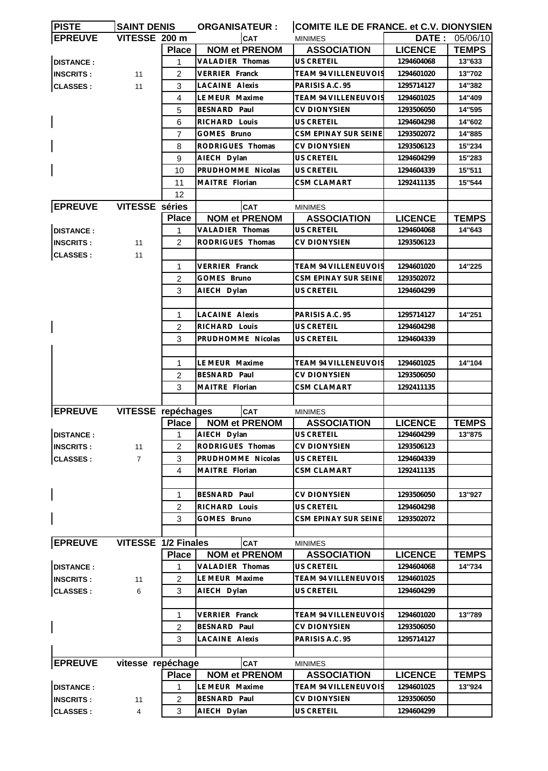| PISTE | SAINT DENIS | ORGANISATEUR : | | COMITE ILE DE FRANCE. et C.V. DIONYSIEN | | |
|---|---|---|---|---|---|---|
| **EPREUVE** | **VITESSE 200 m** | | **CAT** | MINIMES | **DATE :** | 05/06/10 |
| | | **Place** | **NOM et PRENOM** | **ASSOCIATION** | **LICENCE** | **TEMPS** |
| **DISTANCE :** | | 1 | VALADIER Thomas | US CRETEIL | 1294604068 | 13"633 |
| **INSCRITS :** | 11 | 2 | VERRIER Franck | TEAM 94 VILLENEUVOIS | 1294601020 | 13"702 |
| **CLASSES :** | 11 | 3 | LACAINE Alexis | PARISIS A.C. 95 | 1295714127 | 14"382 |
| | | 4 | LE MEUR Maxime | TEAM 94 VILLENEUVOIS | 1294601025 | 14"409 |
| | | 5 | BESNARD Paul | CV DIONYSIEN | 1293506050 | 14"595 |
| | | 6 | RICHARD Louis | US CRETEIL | 1294604298 | 14"602 |
| | | 7 | GOMES Bruno | CSM EPINAY SUR SEINE | 1293502072 | 14"885 |
| | | 8 | RODRIGUES Thomas | CV DIONYSIEN | 1293506123 | 15"234 |
| | | 9 | AIECH Dylan | US CRETEIL | 1294604299 | 15"283 |
| | | 10 | PRUDHOMME Nicolas | US CRETEIL | 1294604339 | 15"511 |
| | | 11 | MAITRE Florian | CSM CLAMART | 1292411135 | 15"544 |
| | | 12 | | | | |
| **EPREUVE** | **VITESSE séries** | | **CAT** | MINIMES | | |
| | | **Place** | **NOM et PRENOM** | **ASSOCIATION** | **LICENCE** | **TEMPS** |
| **DISTANCE :** | | 1 | VALADIER Thomas | US CRETEIL | 1294604068 | 14"643 |
| **INSCRITS :** | 11 | 2 | RODRIGUES Thomas | CV DIONYSIEN | 1293506123 | |
| **CLASSES :** | 11 | | | | | |
| | | 1 | VERRIER Franck | TEAM 94 VILLENEUVOIS | 1294601020 | 14"225 |
| | | 2 | GOMES Bruno | CSM EPINAY SUR SEINE | 1293502072 | |
| | | 3 | AIECH Dylan | US CRETEIL | 1294604299 | |
| | | | | | | |
| | | 1 | LACAINE Alexis | PARISIS A.C. 95 | 1295714127 | 14"251 |
| | | 2 | RICHARD Louis | US CRETEIL | 1294604298 | |
| | | 3 | PRUDHOMME Nicolas | US CRETEIL | 1294604339 | |
| | | | | | | |
| | | 1 | LE MEUR Maxime | TEAM 94 VILLENEUVOIS | 1294601025 | 14"104 |
| | | 2 | BESNARD Paul | CV DIONYSIEN | 1293506050 | |
| | | 3 | MAITRE Florian | CSM CLAMART | 1292411135 | |
| | | | | | | |
| **EPREUVE** | **VITESSE repéchages** | | **CAT** | MINIMES | | |
| | | **Place** | **NOM et PRENOM** | **ASSOCIATION** | **LICENCE** | **TEMPS** |
| **DISTANCE :** | | 1 | AIECH Dylan | US CRETEIL | 1294604299 | 13"875 |
| **INSCRITS :** | 11 | 2 | RODRIGUES Thomas | CV DIONYSIEN | 1293506123 | |
| **CLASSES :** | 7 | 3 | PRUDHOMME Nicolas | US CRETEIL | 1294604339 | |
| | | 4 | MAITRE Florian | CSM CLAMART | 1292411135 | |
| | | | | | | |
| | | 1 | BESNARD Paul | CV DIONYSIEN | 1293506050 | 13"927 |
| | | 2 | RICHARD Louis | US CRETEIL | 1294604298 | |
| | | 3 | GOMES Bruno | CSM EPINAY SUR SEINE | 1293502072 | |
| | | | | | | |
| **EPREUVE** | **VITESSE 1/2 Finales** | | **CAT** | MINIMES | | |
| | | **Place** | **NOM et PRENOM** | **ASSOCIATION** | **LICENCE** | **TEMPS** |
| **DISTANCE :** | | 1 | VALADIER Thomas | US CRETEIL | 1294604068 | 14"734 |
| **INSCRITS :** | 11 | 2 | LE MEUR Maxime | TEAM 94 VILLENEUVOIS | 1294601025 | |
| **CLASSES :** | 6 | 3 | AIECH Dylan | US CRETEIL | 1294604299 | |
| | | | | | | |
| | | 1 | VERRIER Franck | TEAM 94 VILLENEUVOIS | 1294601020 | 13"789 |
| | | 2 | BESNARD Paul | CV DIONYSIEN | 1293506050 | |
| | | 3 | LACAINE Alexis | PARISIS A.C. 95 | 1295714127 | |
| | | | | | | |
| **EPREUVE** | **vitesse repéchage** | | **CAT** | MINIMES | | |
| | | **Place** | **NOM et PRENOM** | **ASSOCIATION** | **LICENCE** | **TEMPS** |
| **DISTANCE :** | | 1 | LE MEUR Maxime | TEAM 94 VILLENEUVOIS | 1294601025 | 13"924 |
| **INSCRITS :** | 11 | 2 | BESNARD Paul | CV DIONYSIEN | 1293506050 | |
| **CLASSES :** | 4 | 3 | AIECH Dylan | US CRETEIL | 1294604299 | |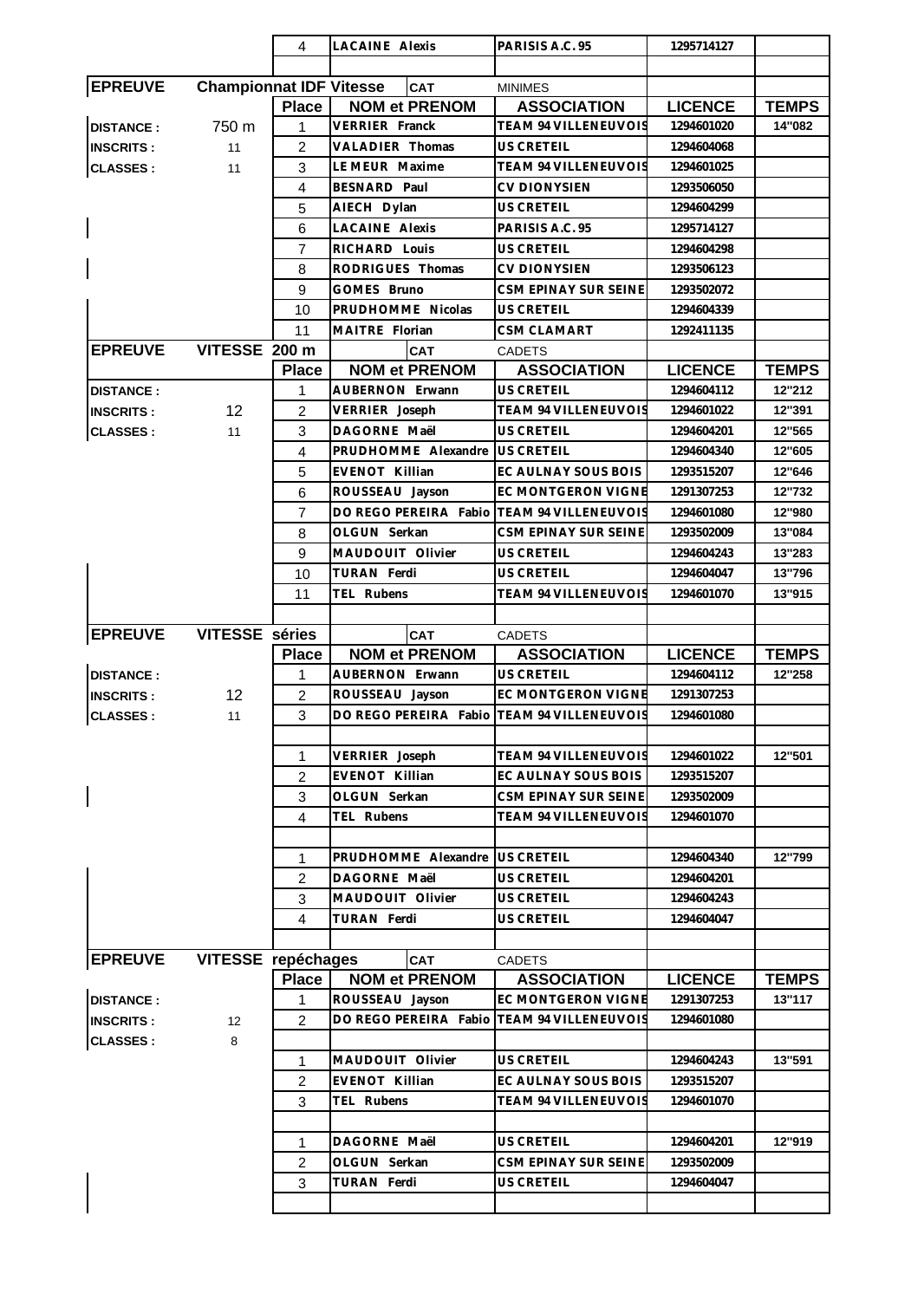| | | 4 | LACAINE Alexis | PARISIS A.C. 95 | 1295714127 | |
|---|---|---|---|---|---|---|
| | | | | | | |

| EPREUVE | Championnat IDF Vitesse | | CAT | MINIMES | | |
|---|---|---|---|---|---|---|
| | | **Place** | **NOM et PRENOM** | **ASSOCIATION** | **LICENCE** | **TEMPS** |
| **DISTANCE :** | 750 m | 1 | VERRIER Franck | TEAM 94 VILLENEUVOIS | 1294601020 | 14"082 |
| **INSCRITS :** | 11 | 2 | VALADIER Thomas | US CRETEIL | 1294604068 | |
| **CLASSES :** | 11 | 3 | LE MEUR Maxime | TEAM 94 VILLENEUVOIS | 1294601025 | |
| | | 4 | BESNARD Paul | CV DIONYSIEN | 1293506050 | |
| | | 5 | AIECH Dylan | US CRETEIL | 1294604299 | |
| | | 6 | LACAINE Alexis | PARISIS A.C. 95 | 1295714127 | |
| | | 7 | RICHARD Louis | US CRETEIL | 1294604298 | |
| | | 8 | RODRIGUES Thomas | CV DIONYSIEN | 1293506123 | |
| | | 9 | GOMES Bruno | CSM EPINAY SUR SEINE | 1293502072 | |
| | | 10 | PRUDHOMME Nicolas | US CRETEIL | 1294604339 | |
| | | 11 | MAITRE Florian | CSM CLAMART | 1292411135 | |

| EPREUVE | VITESSE 200 m | | CAT | CADETS | | |
|---|---|---|---|---|---|---|
| | | **Place** | **NOM et PRENOM** | **ASSOCIATION** | **LICENCE** | **TEMPS** |
| **DISTANCE :** | | 1 | AUBERNON Erwann | US CRETEIL | 1294604112 | 12"212 |
| **INSCRITS :** | 12 | 2 | VERRIER Joseph | TEAM 94 VILLENEUVOIS | 1294601022 | 12"391 |
| **CLASSES :** | 11 | 3 | DAGORNE Maël | US CRETEIL | 1294604201 | 12"565 |
| | | 4 | PRUDHOMME Alexandre | US CRETEIL | 1294604340 | 12"605 |
| | | 5 | EVENOT Killian | EC AULNAY SOUS BOIS | 1293515207 | 12"646 |
| | | 6 | ROUSSEAU Jayson | EC MONTGERON VIGNE | 1291307253 | 12"732 |
| | | 7 | DO REGO PEREIRA Fabio | TEAM 94 VILLENEUVOIS | 1294601080 | 12"980 |
| | | 8 | OLGUN Serkan | CSM EPINAY SUR SEINE | 1293502009 | 13"084 |
| | | 9 | MAUDOUIT Olivier | US CRETEIL | 1294604243 | 13"283 |
| | | 10 | TURAN Ferdi | US CRETEIL | 1294604047 | 13"796 |
| | | 11 | TEL Rubens | TEAM 94 VILLENEUVOIS | 1294601070 | 13"915 |

| EPREUVE | VITESSE séries | | CAT | CADETS | | |
|---|---|---|---|---|---|---|
| | | **Place** | **NOM et PRENOM** | **ASSOCIATION** | **LICENCE** | **TEMPS** |
| **DISTANCE :** | | 1 | AUBERNON Erwann | US CRETEIL | 1294604112 | 12"258 |
| **INSCRITS :** | 12 | 2 | ROUSSEAU Jayson | EC MONTGERON VIGNE | 1291307253 | |
| **CLASSES :** | 11 | 3 | DO REGO PEREIRA Fabio | TEAM 94 VILLENEUVOIS | 1294601080 | |
| | | | | | | |
| | | 1 | VERRIER Joseph | TEAM 94 VILLENEUVOIS | 1294601022 | 12"501 |
| | | 2 | EVENOT Killian | EC AULNAY SOUS BOIS | 1293515207 | |
| | | 3 | OLGUN Serkan | CSM EPINAY SUR SEINE | 1293502009 | |
| | | 4 | TEL Rubens | TEAM 94 VILLENEUVOIS | 1294601070 | |
| | | | | | | |
| | | 1 | PRUDHOMME Alexandre | US CRETEIL | 1294604340 | 12"799 |
| | | 2 | DAGORNE Maël | US CRETEIL | 1294604201 | |
| | | 3 | MAUDOUIT Olivier | US CRETEIL | 1294604243 | |
| | | 4 | TURAN Ferdi | US CRETEIL | 1294604047 | |

| EPREUVE | VITESSE repéchages | | CAT | CADETS | | |
|---|---|---|---|---|---|---|
| | | **Place** | **NOM et PRENOM** | **ASSOCIATION** | **LICENCE** | **TEMPS** |
| **DISTANCE :** | | 1 | ROUSSEAU Jayson | EC MONTGERON VIGNE | 1291307253 | 13"117 |
| **INSCRITS :** | 12 | 2 | DO REGO PEREIRA Fabio | TEAM 94 VILLENEUVOIS | 1294601080 | |
| **CLASSES :** | 8 | | | | | |
| | | 1 | MAUDOUIT Olivier | US CRETEIL | 1294604243 | 13"591 |
| | | 2 | EVENOT Killian | EC AULNAY SOUS BOIS | 1293515207 | |
| | | 3 | TEL Rubens | TEAM 94 VILLENEUVOIS | 1294601070 | |
| | | | | | | |
| | | 1 | DAGORNE Maël | US CRETEIL | 1294604201 | 12"919 |
| | | 2 | OLGUN Serkan | CSM EPINAY SUR SEINE | 1293502009 | |
| | | 3 | TURAN Ferdi | US CRETEIL | 1294604047 | |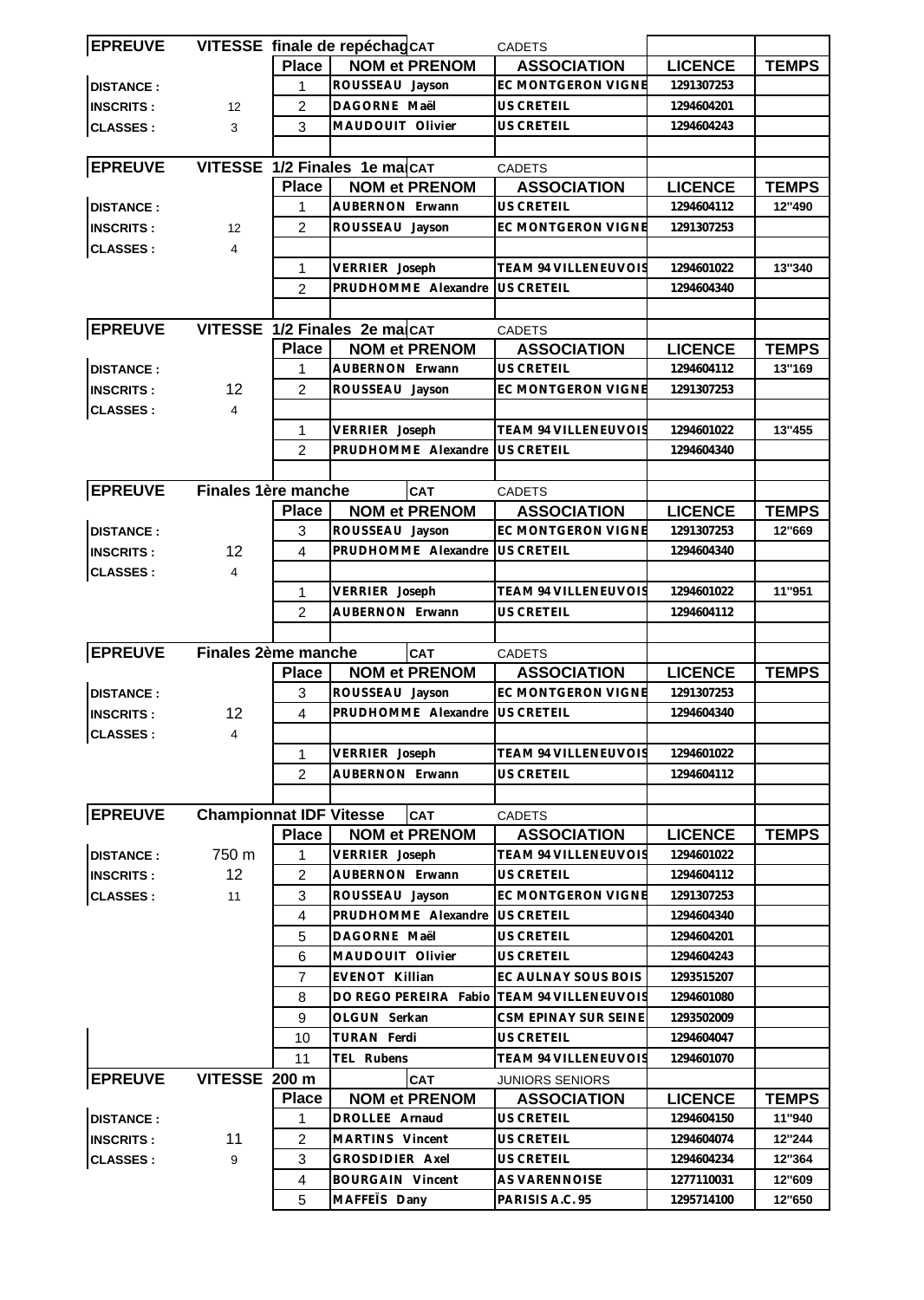| EPREUVE | VITESSE finale de repéchag | CAT | CADETS | | |
|---|---|---|---|---|---|
| | Place | NOM et PRENOM | ASSOCIATION | LICENCE | TEMPS |
| DISTANCE : | 1 | ROUSSEAU Jayson | EC MONTGERON VIGNE | 1291307253 | |
| INSCRITS : 12 | 2 | DAGORNE Maël | US CRETEIL | 1294604201 | |
| CLASSES : 3 | 3 | MAUDOUIT Olivier | US CRETEIL | 1294604243 | |

| EPREUVE | VITESSE 1/2 Finales 1e ma | CAT | CADETS | | |
|---|---|---|---|---|---|
| | Place | NOM et PRENOM | ASSOCIATION | LICENCE | TEMPS |
| DISTANCE : | 1 | AUBERNON Erwann | US CRETEIL | 1294604112 | 12"490 |
| INSCRITS : 12 | 2 | ROUSSEAU Jayson | EC MONTGERON VIGNE | 1291307253 | |
| CLASSES : 4 | | | | | |
| | 1 | VERRIER Joseph | TEAM 94 VILLENEUVOIS | 1294601022 | 13"340 |
| | 2 | PRUDHOMME Alexandre | US CRETEIL | 1294604340 | |

| EPREUVE | VITESSE 1/2 Finales 2e ma | CAT | CADETS | | |
|---|---|---|---|---|---|
| | Place | NOM et PRENOM | ASSOCIATION | LICENCE | TEMPS |
| DISTANCE : | 1 | AUBERNON Erwann | US CRETEIL | 1294604112 | 13"169 |
| INSCRITS : 12 | 2 | ROUSSEAU Jayson | EC MONTGERON VIGNE | 1291307253 | |
| CLASSES : 4 | | | | | |
| | 1 | VERRIER Joseph | TEAM 94 VILLENEUVOIS | 1294601022 | 13"455 |
| | 2 | PRUDHOMME Alexandre | US CRETEIL | 1294604340 | |

| EPREUVE | Finales 1ère manche | CAT | CADETS | | |
|---|---|---|---|---|---|
| | Place | NOM et PRENOM | ASSOCIATION | LICENCE | TEMPS |
| DISTANCE : | 3 | ROUSSEAU Jayson | EC MONTGERON VIGNE | 1291307253 | 12"669 |
| INSCRITS : 12 | 4 | PRUDHOMME Alexandre | US CRETEIL | 1294604340 | |
| CLASSES : 4 | | | | | |
| | 1 | VERRIER Joseph | TEAM 94 VILLENEUVOIS | 1294601022 | 11"951 |
| | 2 | AUBERNON Erwann | US CRETEIL | 1294604112 | |

| EPREUVE | Finales 2ème manche | CAT | CADETS | | |
|---|---|---|---|---|---|
| | Place | NOM et PRENOM | ASSOCIATION | LICENCE | TEMPS |
| DISTANCE : | 3 | ROUSSEAU Jayson | EC MONTGERON VIGNE | 1291307253 | |
| INSCRITS : 12 | 4 | PRUDHOMME Alexandre | US CRETEIL | 1294604340 | |
| CLASSES : 4 | | | | | |
| | 1 | VERRIER Joseph | TEAM 94 VILLENEUVOIS | 1294601022 | |
| | 2 | AUBERNON Erwann | US CRETEIL | 1294604112 | |

| EPREUVE | Championnat IDF Vitesse | CAT | CADETS | | |
|---|---|---|---|---|---|
| | Place | NOM et PRENOM | ASSOCIATION | LICENCE | TEMPS |
| DISTANCE : 750 m | 1 | VERRIER Joseph | TEAM 94 VILLENEUVOIS | 1294601022 | |
| INSCRITS : 12 | 2 | AUBERNON Erwann | US CRETEIL | 1294604112 | |
| CLASSES : 11 | 3 | ROUSSEAU Jayson | EC MONTGERON VIGNE | 1291307253 | |
| | 4 | PRUDHOMME Alexandre | US CRETEIL | 1294604340 | |
| | 5 | DAGORNE Maël | US CRETEIL | 1294604201 | |
| | 6 | MAUDOUIT Olivier | US CRETEIL | 1294604243 | |
| | 7 | EVENOT Killian | EC AULNAY SOUS BOIS | 1293515207 | |
| | 8 | DO REGO PEREIRA Fabio | TEAM 94 VILLENEUVOIS | 1294601080 | |
| | 9 | OLGUN Serkan | CSM EPINAY SUR SEINE | 1293502009 | |
| | 10 | TURAN Ferdi | US CRETEIL | 1294604047 | |
| | 11 | TEL Rubens | TEAM 94 VILLENEUVOIS | 1294601070 | |

| EPREUVE | VITESSE 200 m | CAT | JUNIORS SENIORS | | |
|---|---|---|---|---|---|
| | Place | NOM et PRENOM | ASSOCIATION | LICENCE | TEMPS |
| DISTANCE : | 1 | DROLLEE Arnaud | US CRETEIL | 1294604150 | 11"940 |
| INSCRITS : 11 | 2 | MARTINS Vincent | US CRETEIL | 1294604074 | 12"244 |
| CLASSES : 9 | 3 | GROSDIDIER Axel | US CRETEIL | 1294604234 | 12"364 |
| | 4 | BOURGAIN Vincent | AS VARENNOISE | 1277110031 | 12"609 |
| | 5 | MAFFEÏS Dany | PARISIS A.C. 95 | 1295714100 | 12"650 |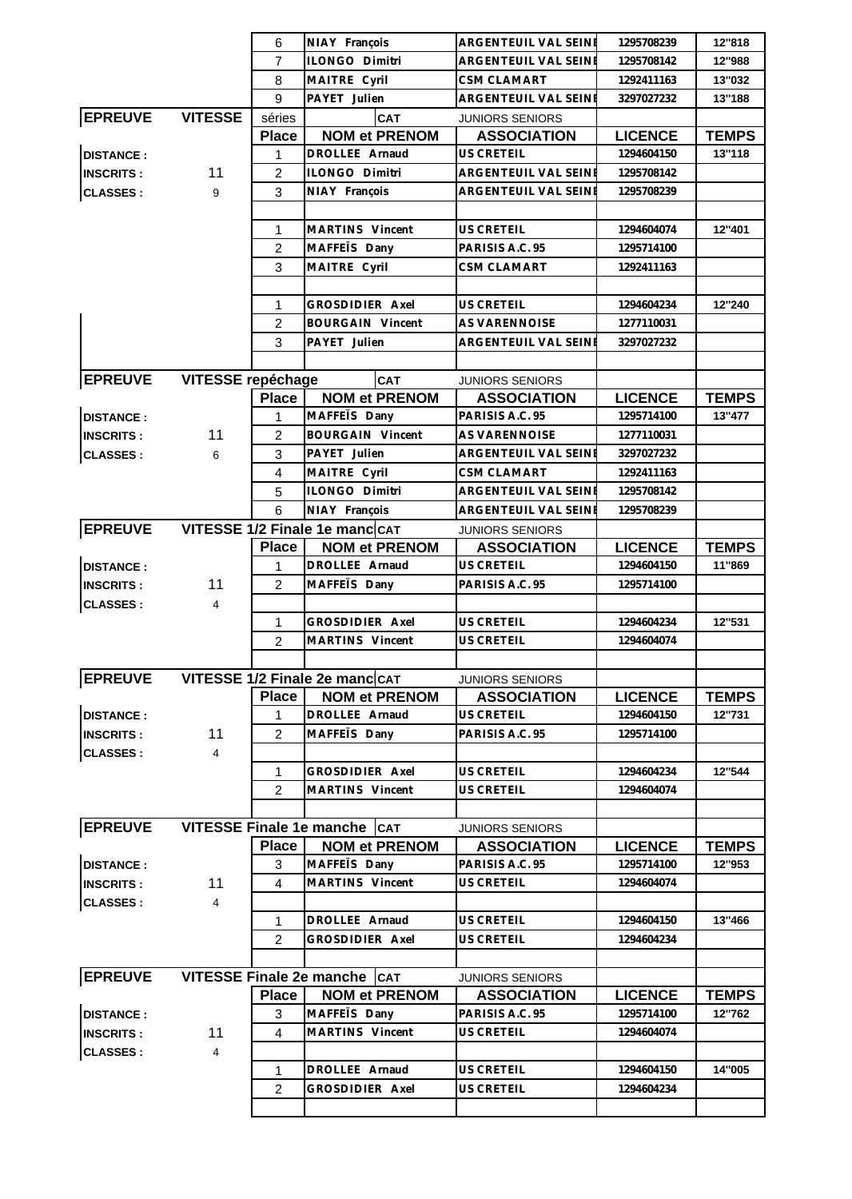| | | 6 | NIAY François | ARGENTEUIL VAL SEINE | 1295708239 | 12"818 |
|---|---|---|---|---|---|---|
| | | 7 | ILONGO Dimitri | ARGENTEUIL VAL SEINE | 1295708142 | 12"988 |
| | | 8 | MAITRE Cyril | CSM CLAMART | 1292411163 | 13"032 |
| | | 9 | PAYET Julien | ARGENTEUIL VAL SEINE | 3297027232 | 13"188 |

| EPREUVE | VITESSE | séries | CAT | JUNIORS SENIORS | | |
|---|---|---|---|---|---|---|
| | | **Place** | **NOM et PRENOM** | **ASSOCIATION** | **LICENCE** | **TEMPS** |
| **DISTANCE :** | | 1 | DROLLEE Arnaud | US CRETEIL | 1294604150 | 13"118 |
| **INSCRITS :** | 11 | 2 | ILONGO Dimitri | ARGENTEUIL VAL SEINE | 1295708142 | |
| **CLASSES :** | 9 | 3 | NIAY François | ARGENTEUIL VAL SEINE | 1295708239 | |
| | | | | | | |
| | | 1 | MARTINS Vincent | US CRETEIL | 1294604074 | 12"401 |
| | | 2 | MAFFEÏS Dany | PARISIS A.C. 95 | 1295714100 | |
| | | 3 | MAITRE Cyril | CSM CLAMART | 1292411163 | |
| | | | | | | |
| | | 1 | GROSDIDIER Axel | US CRETEIL | 1294604234 | 12"240 |
| | | 2 | BOURGAIN Vincent | AS VARENNOISE | 1277110031 | |
| | | 3 | PAYET Julien | ARGENTEUIL VAL SEINE | 3297027232 | |

| EPREUVE | VITESSE repéchage | | CAT | JUNIORS SENIORS | | |
|---|---|---|---|---|---|---|
| | | **Place** | **NOM et PRENOM** | **ASSOCIATION** | **LICENCE** | **TEMPS** |
| **DISTANCE :** | | 1 | MAFFEÏS Dany | PARISIS A.C. 95 | 1295714100 | 13"477 |
| **INSCRITS :** | 11 | 2 | BOURGAIN Vincent | AS VARENNOISE | 1277110031 | |
| **CLASSES :** | 6 | 3 | PAYET Julien | ARGENTEUIL VAL SEINE | 3297027232 | |
| | | 4 | MAITRE Cyril | CSM CLAMART | 1292411163 | |
| | | 5 | ILONGO Dimitri | ARGENTEUIL VAL SEINE | 1295708142 | |
| | | 6 | NIAY François | ARGENTEUIL VAL SEINE | 1295708239 | |

| EPREUVE | VITESSE 1/2 Finale 1e manc | | CAT | JUNIORS SENIORS | | |
|---|---|---|---|---|---|---|
| | | **Place** | **NOM et PRENOM** | **ASSOCIATION** | **LICENCE** | **TEMPS** |
| **DISTANCE :** | | 1 | DROLLEE Arnaud | US CRETEIL | 1294604150 | 11"869 |
| **INSCRITS :** | 11 | 2 | MAFFEÏS Dany | PARISIS A.C. 95 | 1295714100 | |
| **CLASSES :** | 4 | | | | | |
| | | 1 | GROSDIDIER Axel | US CRETEIL | 1294604234 | 12"531 |
| | | 2 | MARTINS Vincent | US CRETEIL | 1294604074 | |

| EPREUVE | VITESSE 1/2 Finale 2e manc | | CAT | JUNIORS SENIORS | | |
|---|---|---|---|---|---|---|
| | | **Place** | **NOM et PRENOM** | **ASSOCIATION** | **LICENCE** | **TEMPS** |
| **DISTANCE :** | | 1 | DROLLEE Arnaud | US CRETEIL | 1294604150 | 12"731 |
| **INSCRITS :** | 11 | 2 | MAFFEÏS Dany | PARISIS A.C. 95 | 1295714100 | |
| **CLASSES :** | 4 | | | | | |
| | | 1 | GROSDIDIER Axel | US CRETEIL | 1294604234 | 12"544 |
| | | 2 | MARTINS Vincent | US CRETEIL | 1294604074 | |

| EPREUVE | VITESSE Finale 1e manche | | CAT | JUNIORS SENIORS | | |
|---|---|---|---|---|---|---|
| | | **Place** | **NOM et PRENOM** | **ASSOCIATION** | **LICENCE** | **TEMPS** |
| **DISTANCE :** | | 3 | MAFFEÏS Dany | PARISIS A.C. 95 | 1295714100 | 12"953 |
| **INSCRITS :** | 11 | 4 | MARTINS Vincent | US CRETEIL | 1294604074 | |
| **CLASSES :** | 4 | | | | | |
| | | 1 | DROLLEE Arnaud | US CRETEIL | 1294604150 | 13"466 |
| | | 2 | GROSDIDIER Axel | US CRETEIL | 1294604234 | |

| EPREUVE | VITESSE Finale 2e manche | | CAT | JUNIORS SENIORS | | |
|---|---|---|---|---|---|---|
| | | **Place** | **NOM et PRENOM** | **ASSOCIATION** | **LICENCE** | **TEMPS** |
| **DISTANCE :** | | 3 | MAFFEÏS Dany | PARISIS A.C. 95 | 1295714100 | 12"762 |
| **INSCRITS :** | 11 | 4 | MARTINS Vincent | US CRETEIL | 1294604074 | |
| **CLASSES :** | 4 | | | | | |
| | | 1 | DROLLEE Arnaud | US CRETEIL | 1294604150 | 14"005 |
| | | 2 | GROSDIDIER Axel | US CRETEIL | 1294604234 | |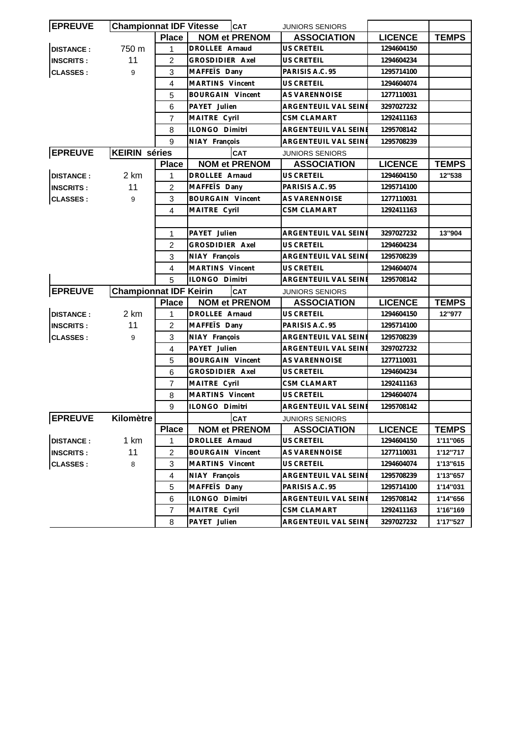| EPREUVE | Championnat IDF Vitesse | | CAT JUNIORS SENIORS | | | |
|---|---|---|---|---|---|---|
| | | Place | NOM et PRENOM | ASSOCIATION | LICENCE | TEMPS |
| DISTANCE : | 750 m | 1 | DROLLEE Arnaud | US CRETEIL | 1294604150 | |
| INSCRITS : | 11 | 2 | GROSDIDIER Axel | US CRETEIL | 1294604234 | |
| CLASSES : | 9 | 3 | MAFFEÏS Dany | PARISIS A.C. 95 | 1295714100 | |
| | | 4 | MARTINS Vincent | US CRETEIL | 1294604074 | |
| | | 5 | BOURGAIN Vincent | AS VARENNOISE | 1277110031 | |
| | | 6 | PAYET Julien | ARGENTEUIL VAL SEINE | 3297027232 | |
| | | 7 | MAITRE Cyril | CSM CLAMART | 1292411163 | |
| | | 8 | ILONGO Dimitri | ARGENTEUIL VAL SEINE | 1295708142 | |
| | | 9 | NIAY François | ARGENTEUIL VAL SEINE | 1295708239 | |

| EPREUVE | KEIRIN séries | | CAT JUNIORS SENIORS | | | |
|---|---|---|---|---|---|---|
| | | Place | NOM et PRENOM | ASSOCIATION | LICENCE | TEMPS |
| DISTANCE : | 2 km | 1 | DROLLEE Arnaud | US CRETEIL | 1294604150 | 12"538 |
| INSCRITS : | 11 | 2 | MAFFEÏS Dany | PARISIS A.C. 95 | 1295714100 | |
| CLASSES : | 9 | 3 | BOURGAIN Vincent | AS VARENNOISE | 1277110031 | |
| | | 4 | MAITRE Cyril | CSM CLAMART | 1292411163 | |
| | | | | | | |
| | | 1 | PAYET Julien | ARGENTEUIL VAL SEINE | 3297027232 | 13"904 |
| | | 2 | GROSDIDIER Axel | US CRETEIL | 1294604234 | |
| | | 3 | NIAY François | ARGENTEUIL VAL SEINE | 1295708239 | |
| | | 4 | MARTINS Vincent | US CRETEIL | 1294604074 | |
| | | 5 | ILONGO Dimitri | ARGENTEUIL VAL SEINE | 1295708142 | |

| EPREUVE | Championnat IDF Keirin | | CAT JUNIORS SENIORS | | | |
|---|---|---|---|---|---|---|
| | | Place | NOM et PRENOM | ASSOCIATION | LICENCE | TEMPS |
| DISTANCE : | 2 km | 1 | DROLLEE Arnaud | US CRETEIL | 1294604150 | 12"977 |
| INSCRITS : | 11 | 2 | MAFFEÏS Dany | PARISIS A.C. 95 | 1295714100 | |
| CLASSES : | 9 | 3 | NIAY François | ARGENTEUIL VAL SEINE | 1295708239 | |
| | | 4 | PAYET Julien | ARGENTEUIL VAL SEINE | 3297027232 | |
| | | 5 | BOURGAIN Vincent | AS VARENNOISE | 1277110031 | |
| | | 6 | GROSDIDIER Axel | US CRETEIL | 1294604234 | |
| | | 7 | MAITRE Cyril | CSM CLAMART | 1292411163 | |
| | | 8 | MARTINS Vincent | US CRETEIL | 1294604074 | |
| | | 9 | ILONGO Dimitri | ARGENTEUIL VAL SEINE | 1295708142 | |

| EPREUVE | Kilomètre | | CAT JUNIORS SENIORS | | | |
|---|---|---|---|---|---|---|
| | | Place | NOM et PRENOM | ASSOCIATION | LICENCE | TEMPS |
| DISTANCE : | 1 km | 1 | DROLLEE Arnaud | US CRETEIL | 1294604150 | 1'11"065 |
| INSCRITS : | 11 | 2 | BOURGAIN Vincent | AS VARENNOISE | 1277110031 | 1'12"717 |
| CLASSES : | 8 | 3 | MARTINS Vincent | US CRETEIL | 1294604074 | 1'13"615 |
| | | 4 | NIAY François | ARGENTEUIL VAL SEINE | 1295708239 | 1'13"657 |
| | | 5 | MAFFEÏS Dany | PARISIS A.C. 95 | 1295714100 | 1'14"031 |
| | | 6 | ILONGO Dimitri | ARGENTEUIL VAL SEINE | 1295708142 | 1'14"656 |
| | | 7 | MAITRE Cyril | CSM CLAMART | 1292411163 | 1'16"169 |
| | | 8 | PAYET Julien | ARGENTEUIL VAL SEINE | 3297027232 | 1'17"527 |